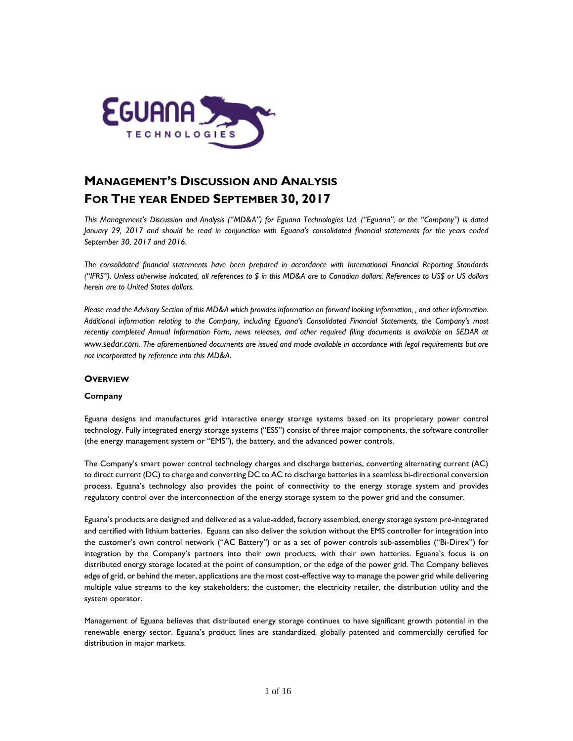# MANAGEMENT'S DISCUSSION AND ANALYSIS FOR THE YEAR ENDED SEPTEMBER 30, 2017

*This Management's Discussion and Analysis ("MD&A") for Eguana Technologies Ltd. ("Eguana", or the "Company") is dated January 29, 2017 and should be read in conjunction with Eguana's consolidated financial statements for the years ended September 30, 2017 and 2016.*

*The consolidated financial statements have been prepared in accordance with International Financial Reporting Standards ("IFRS"). Unless otherwise indicated, all references to $ in this MD&A are to Canadian dollars. References to US$ or US dollars herein are to United States dollars.*

*Please read the Advisory Section of this MD&A which provides information on forward looking information, , and other information. Additional information relating to the Company, including Eguana's Consolidated Financial Statements, the Company's most recently completed Annual Information Form, news releases, and other required filing documents is available on SEDAR at www.sedar.com. The aforementioned documents are issued and made available in accordance with legal requirements but are not incorporated by reference into this MD&A.*

## OVERVIEW

### Company

Eguana designs and manufactures grid interactive energy storage systems based on its proprietary power control technology. Fully integrated energy storage systems ("ESS") consist of three major components, the software controller (the energy management system or "EMS"), the battery, and the advanced power controls.

The Company's smart power control technology charges and discharge batteries, converting alternating current (AC) to direct current (DC) to charge and converting DC to AC to discharge batteries in a seamless bi-directional conversion process. Eguana's technology also provides the point of connectivity to the energy storage system and provides regulatory control over the interconnection of the energy storage system to the power grid and the consumer.

Eguana's products are designed and delivered as a value-added, factory assembled, energy storage system pre-integrated and certified with lithium batteries. Eguana can also deliver the solution without the EMS controller for integration into the customer's own control network ("AC Battery") or as a set of power controls sub-assemblies ("Bi-Direx") for integration by the Company's partners into their own products, with their own batteries. Eguana's focus is on distributed energy storage located at the point of consumption, or the edge of the power grid. The Company believes edge of grid, or behind the meter, applications are the most cost-effective way to manage the power grid while delivering multiple value streams to the key stakeholders; the customer, the electricity retailer, the distribution utility and the system operator.

Management of Eguana believes that distributed energy storage continues to have significant growth potential in the renewable energy sector. Eguana's product lines are standardized, globally patented and commercially certified for distribution in major markets.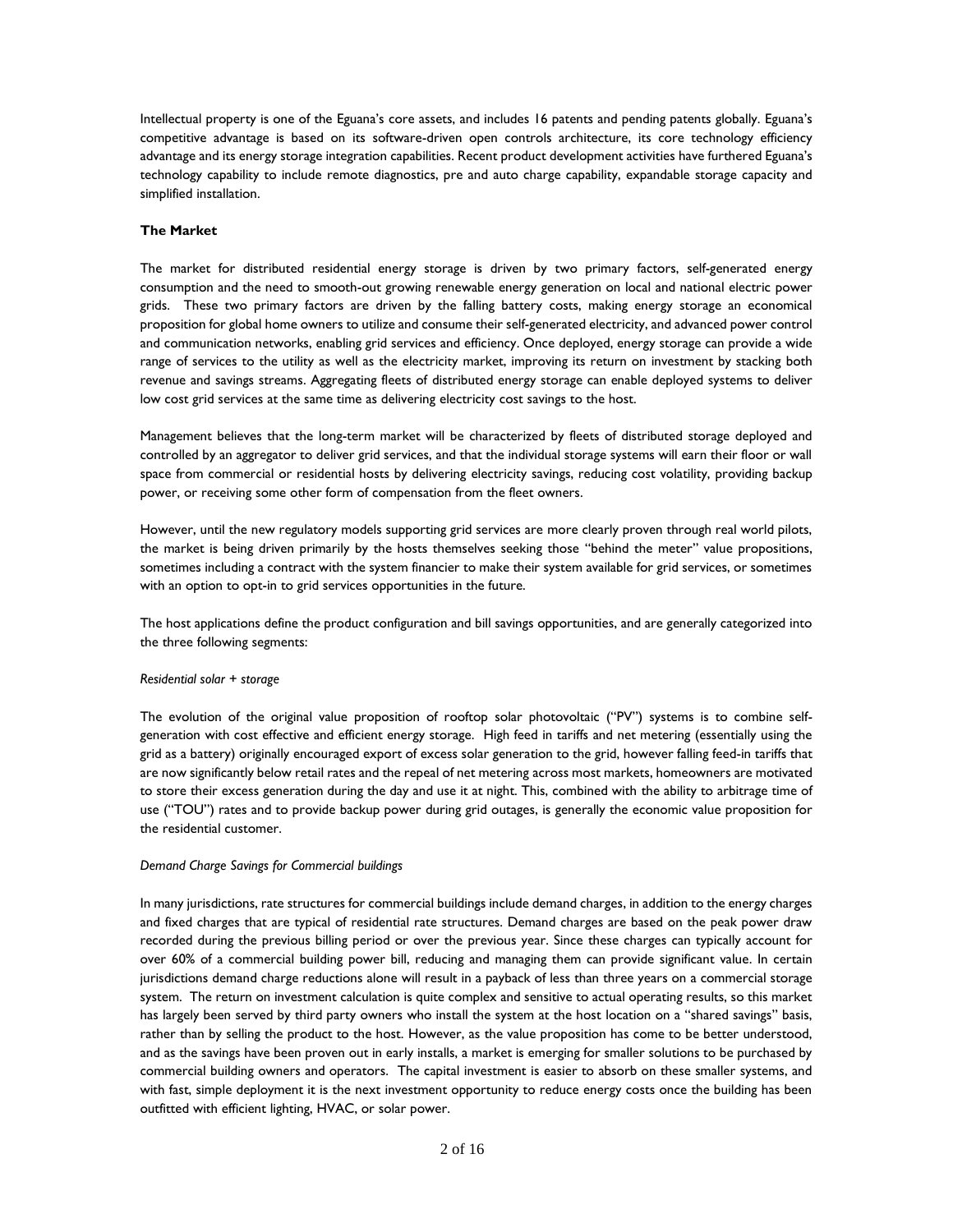Intellectual property is one of the Eguana's core assets, and includes 16 patents and pending patents globally. Eguana's competitive advantage is based on its software-driven open controls architecture, its core technology efficiency advantage and its energy storage integration capabilities. Recent product development activities have furthered Eguana's technology capability to include remote diagnostics, pre and auto charge capability, expandable storage capacity and simplified installation.

**The Market**

The market for distributed residential energy storage is driven by two primary factors, self-generated energy consumption and the need to smooth-out growing renewable energy generation on local and national electric power grids. These two primary factors are driven by the falling battery costs, making energy storage an economical proposition for global home owners to utilize and consume their self-generated electricity, and advanced power control and communication networks, enabling grid services and efficiency. Once deployed, energy storage can provide a wide range of services to the utility as well as the electricity market, improving its return on investment by stacking both revenue and savings streams. Aggregating fleets of distributed energy storage can enable deployed systems to deliver low cost grid services at the same time as delivering electricity cost savings to the host.

Management believes that the long-term market will be characterized by fleets of distributed storage deployed and controlled by an aggregator to deliver grid services, and that the individual storage systems will earn their floor or wall space from commercial or residential hosts by delivering electricity savings, reducing cost volatility, providing backup power, or receiving some other form of compensation from the fleet owners.

However, until the new regulatory models supporting grid services are more clearly proven through real world pilots, the market is being driven primarily by the hosts themselves seeking those "behind the meter" value propositions, sometimes including a contract with the system financier to make their system available for grid services, or sometimes with an option to opt-in to grid services opportunities in the future.

The host applications define the product configuration and bill savings opportunities, and are generally categorized into the three following segments:

*Residential solar + storage*

The evolution of the original value proposition of rooftop solar photovoltaic ("PV") systems is to combine self-generation with cost effective and efficient energy storage. High feed in tariffs and net metering (essentially using the grid as a battery) originally encouraged export of excess solar generation to the grid, however falling feed-in tariffs that are now significantly below retail rates and the repeal of net metering across most markets, homeowners are motivated to store their excess generation during the day and use it at night. This, combined with the ability to arbitrage time of use ("TOU") rates and to provide backup power during grid outages, is generally the economic value proposition for the residential customer.

*Demand Charge Savings for Commercial buildings*

In many jurisdictions, rate structures for commercial buildings include demand charges, in addition to the energy charges and fixed charges that are typical of residential rate structures. Demand charges are based on the peak power draw recorded during the previous billing period or over the previous year. Since these charges can typically account for over 60% of a commercial building power bill, reducing and managing them can provide significant value. In certain jurisdictions demand charge reductions alone will result in a payback of less than three years on a commercial storage system. The return on investment calculation is quite complex and sensitive to actual operating results, so this market has largely been served by third party owners who install the system at the host location on a "shared savings" basis, rather than by selling the product to the host. However, as the value proposition has come to be better understood, and as the savings have been proven out in early installs, a market is emerging for smaller solutions to be purchased by commercial building owners and operators. The capital investment is easier to absorb on these smaller systems, and with fast, simple deployment it is the next investment opportunity to reduce energy costs once the building has been outfitted with efficient lighting, HVAC, or solar power.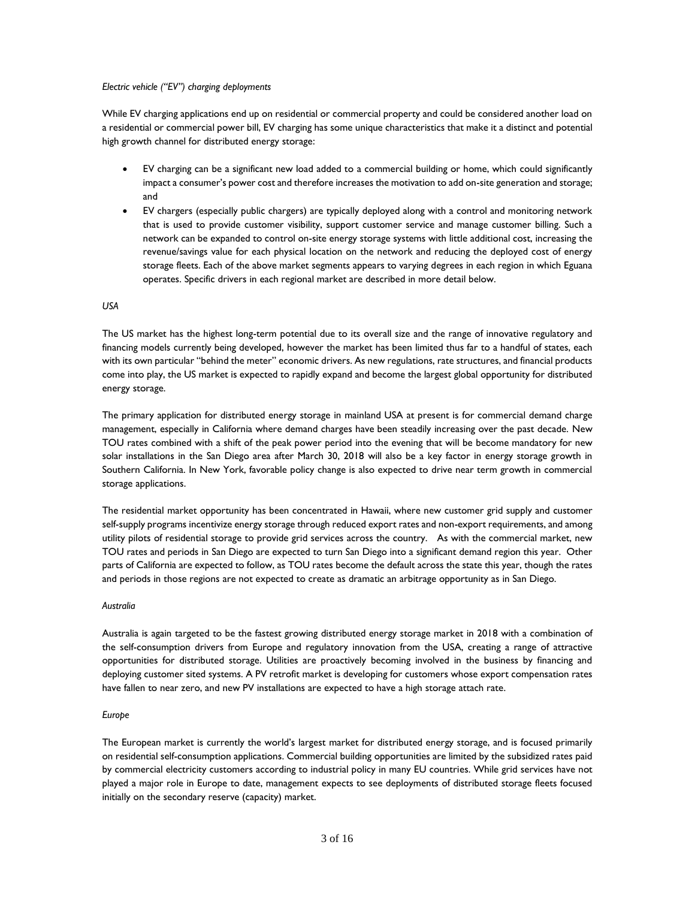*Electric vehicle ("EV") charging deployments*

While EV charging applications end up on residential or commercial property and could be considered another load on a residential or commercial power bill, EV charging has some unique characteristics that make it a distinct and potential high growth channel for distributed energy storage:

- EV charging can be a significant new load added to a commercial building or home, which could significantly impact a consumer's power cost and therefore increases the motivation to add on-site generation and storage; and
- EV chargers (especially public chargers) are typically deployed along with a control and monitoring network that is used to provide customer visibility, support customer service and manage customer billing. Such a network can be expanded to control on-site energy storage systems with little additional cost, increasing the revenue/savings value for each physical location on the network and reducing the deployed cost of energy storage fleets. Each of the above market segments appears to varying degrees in each region in which Eguana operates. Specific drivers in each regional market are described in more detail below.

*USA*

The US market has the highest long-term potential due to its overall size and the range of innovative regulatory and financing models currently being developed, however the market has been limited thus far to a handful of states, each with its own particular "behind the meter" economic drivers. As new regulations, rate structures, and financial products come into play, the US market is expected to rapidly expand and become the largest global opportunity for distributed energy storage.

The primary application for distributed energy storage in mainland USA at present is for commercial demand charge management, especially in California where demand charges have been steadily increasing over the past decade. New TOU rates combined with a shift of the peak power period into the evening that will be become mandatory for new solar installations in the San Diego area after March 30, 2018 will also be a key factor in energy storage growth in Southern California. In New York, favorable policy change is also expected to drive near term growth in commercial storage applications.

The residential market opportunity has been concentrated in Hawaii, where new customer grid supply and customer self-supply programs incentivize energy storage through reduced export rates and non-export requirements, and among utility pilots of residential storage to provide grid services across the country. As with the commercial market, new TOU rates and periods in San Diego are expected to turn San Diego into a significant demand region this year. Other parts of California are expected to follow, as TOU rates become the default across the state this year, though the rates and periods in those regions are not expected to create as dramatic an arbitrage opportunity as in San Diego.

*Australia*

Australia is again targeted to be the fastest growing distributed energy storage market in 2018 with a combination of the self-consumption drivers from Europe and regulatory innovation from the USA, creating a range of attractive opportunities for distributed storage. Utilities are proactively becoming involved in the business by financing and deploying customer sited systems. A PV retrofit market is developing for customers whose export compensation rates have fallen to near zero, and new PV installations are expected to have a high storage attach rate.

*Europe*

The European market is currently the world's largest market for distributed energy storage, and is focused primarily on residential self-consumption applications. Commercial building opportunities are limited by the subsidized rates paid by commercial electricity customers according to industrial policy in many EU countries. While grid services have not played a major role in Europe to date, management expects to see deployments of distributed storage fleets focused initially on the secondary reserve (capacity) market.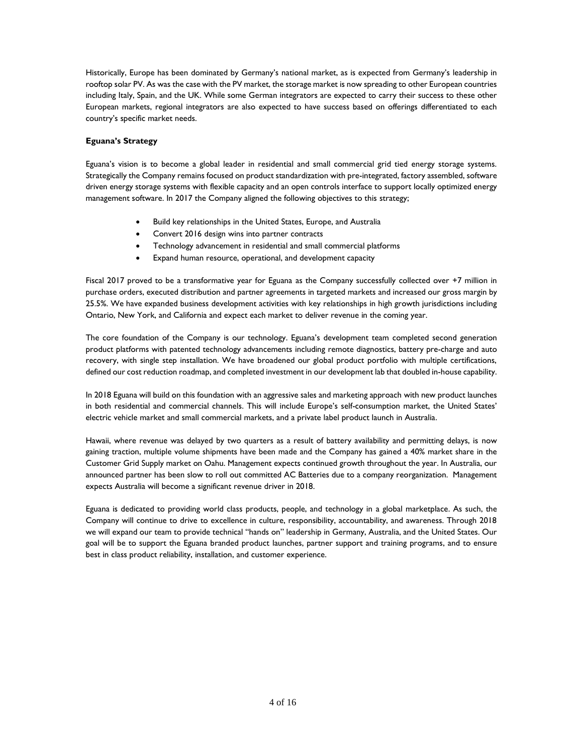Historically, Europe has been dominated by Germany's national market, as is expected from Germany's leadership in rooftop solar PV. As was the case with the PV market, the storage market is now spreading to other European countries including Italy, Spain, and the UK. While some German integrators are expected to carry their success to these other European markets, regional integrators are also expected to have success based on offerings differentiated to each country's specific market needs.

**Eguana's Strategy**

Eguana's vision is to become a global leader in residential and small commercial grid tied energy storage systems. Strategically the Company remains focused on product standardization with pre-integrated, factory assembled, software driven energy storage systems with flexible capacity and an open controls interface to support locally optimized energy management software. In 2017 the Company aligned the following objectives to this strategy;

- Build key relationships in the United States, Europe, and Australia
- Convert 2016 design wins into partner contracts
- Technology advancement in residential and small commercial platforms
- Expand human resource, operational, and development capacity

Fiscal 2017 proved to be a transformative year for Eguana as the Company successfully collected over +7 million in purchase orders, executed distribution and partner agreements in targeted markets and increased our gross margin by 25.5%. We have expanded business development activities with key relationships in high growth jurisdictions including Ontario, New York, and California and expect each market to deliver revenue in the coming year.

The core foundation of the Company is our technology. Eguana's development team completed second generation product platforms with patented technology advancements including remote diagnostics, battery pre-charge and auto recovery, with single step installation. We have broadened our global product portfolio with multiple certifications, defined our cost reduction roadmap, and completed investment in our development lab that doubled in-house capability.

In 2018 Eguana will build on this foundation with an aggressive sales and marketing approach with new product launches in both residential and commercial channels. This will include Europe's self-consumption market, the United States' electric vehicle market and small commercial markets, and a private label product launch in Australia.

Hawaii, where revenue was delayed by two quarters as a result of battery availability and permitting delays, is now gaining traction, multiple volume shipments have been made and the Company has gained a 40% market share in the Customer Grid Supply market on Oahu. Management expects continued growth throughout the year. In Australia, our announced partner has been slow to roll out committed AC Batteries due to a company reorganization. Management expects Australia will become a significant revenue driver in 2018.

Eguana is dedicated to providing world class products, people, and technology in a global marketplace. As such, the Company will continue to drive to excellence in culture, responsibility, accountability, and awareness. Through 2018 we will expand our team to provide technical "hands on" leadership in Germany, Australia, and the United States. Our goal will be to support the Eguana branded product launches, partner support and training programs, and to ensure best in class product reliability, installation, and customer experience.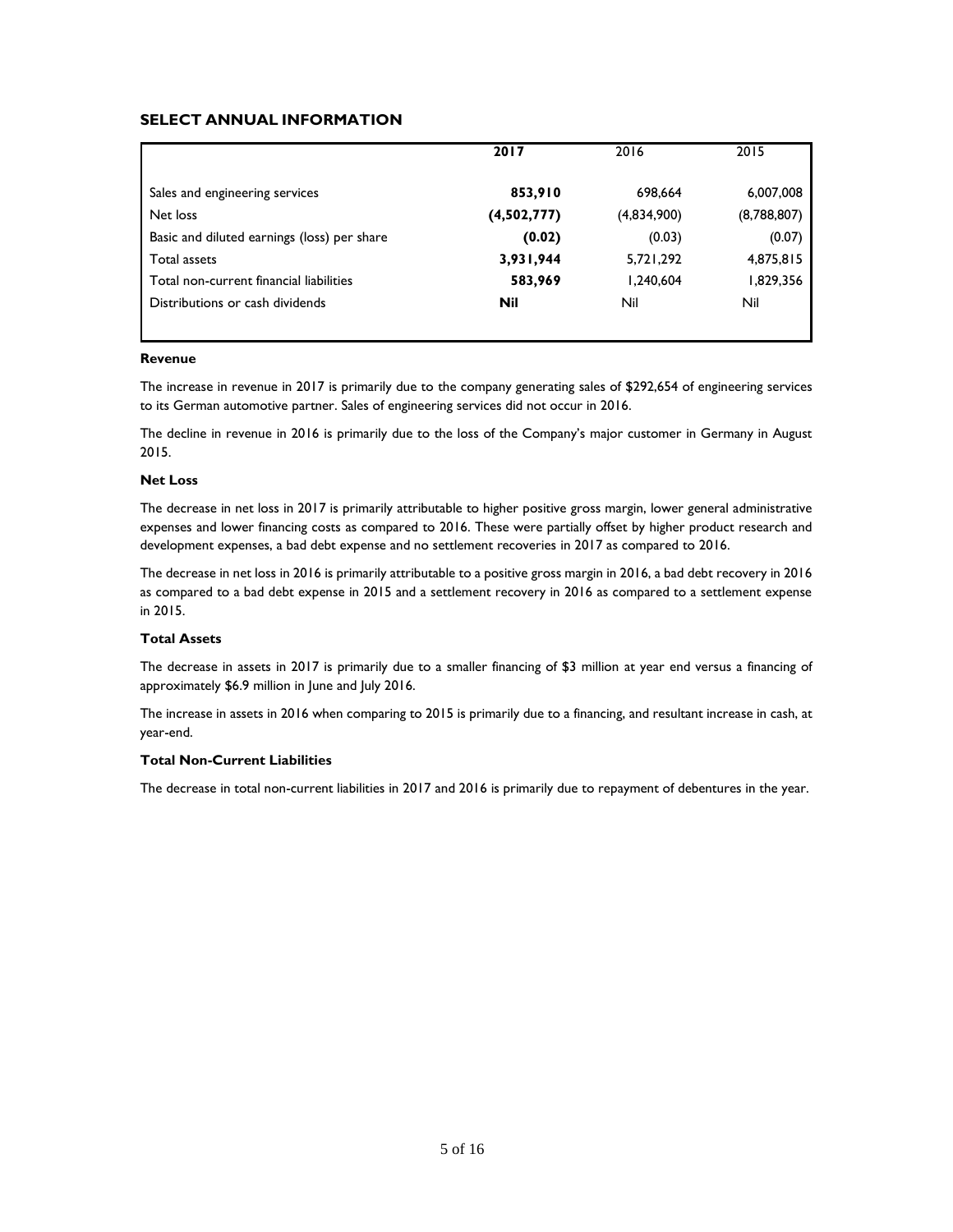## SELECT ANNUAL INFORMATION

| | **2017** | 2016 | 2015 |
|---|---|---|---|
| Sales and engineering services | **853,910** | 698,664 | 6,007,008 |
| Net loss | **(4,502,777)** | (4,834,900) | (8,788,807) |
| Basic and diluted earnings (loss) per share | **(0.02)** | (0.03) | (0.07) |
| Total assets | **3,931,944** | 5,721,292 | 4,875,815 |
| Total non-current financial liabilities | **583,969** | 1,240,604 | 1,829,356 |
| Distributions or cash dividends | **Nil** | Nil | Nil |

**Revenue**

The increase in revenue in 2017 is primarily due to the company generating sales of $292,654 of engineering services to its German automotive partner. Sales of engineering services did not occur in 2016.

The decline in revenue in 2016 is primarily due to the loss of the Company's major customer in Germany in August 2015.

**Net Loss**

The decrease in net loss in 2017 is primarily attributable to higher positive gross margin, lower general administrative expenses and lower financing costs as compared to 2016. These were partially offset by higher product research and development expenses, a bad debt expense and no settlement recoveries in 2017 as compared to 2016.

The decrease in net loss in 2016 is primarily attributable to a positive gross margin in 2016, a bad debt recovery in 2016 as compared to a bad debt expense in 2015 and a settlement recovery in 2016 as compared to a settlement expense in 2015.

**Total Assets**

The decrease in assets in 2017 is primarily due to a smaller financing of $3 million at year end versus a financing of approximately $6.9 million in June and July 2016.

The increase in assets in 2016 when comparing to 2015 is primarily due to a financing, and resultant increase in cash, at year-end.

**Total Non-Current Liabilities**

The decrease in total non-current liabilities in 2017 and 2016 is primarily due to repayment of debentures in the year.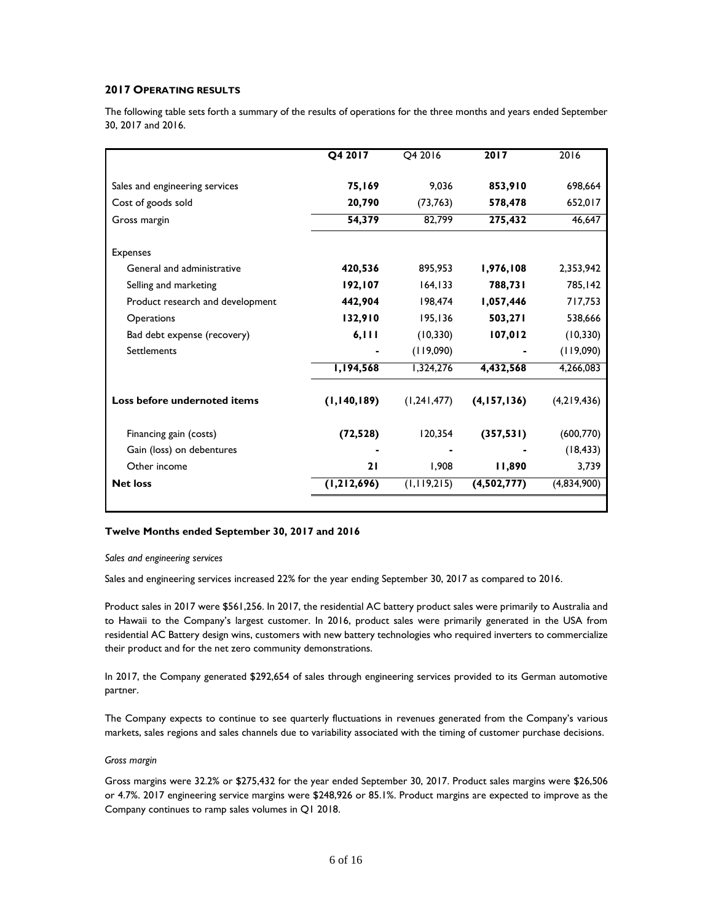## 2017 Operating results

The following table sets forth a summary of the results of operations for the three months and years ended September 30, 2017 and 2016.

| | **Q4 2017** | Q4 2016 | **2017** | 2016 |
|---|---|---|---|---|
| Sales and engineering services | **75,169** | 9,036 | **853,910** | 698,664 |
| Cost of goods sold | **20,790** | (73,763) | **578,478** | 652,017 |
| Gross margin | **54,379** | 82,799 | **275,432** | 46,647 |
| Expenses | | | | |
| General and administrative | **420,536** | 895,953 | **1,976,108** | 2,353,942 |
| Selling and marketing | **192,107** | 164,133 | **788,731** | 785,142 |
| Product research and development | **442,904** | 198,474 | **1,057,446** | 717,753 |
| Operations | **132,910** | 195,136 | **503,271** | 538,666 |
| Bad debt expense (recovery) | **6,111** | (10,330) | **107,012** | (10,330) |
| Settlements | **-** | (119,090) | **-** | (119,090) |
| | **1,194,568** | 1,324,276 | **4,432,568** | 4,266,083 |
| **Loss before undernoted items** | **(1,140,189)** | (1,241,477) | **(4,157,136)** | (4,219,436) |
| Financing gain (costs) | **(72,528)** | 120,354 | **(357,531)** | (600,770) |
| Gain (loss) on debentures | **-** | - | **-** | (18,433) |
| Other income | **21** | 1,908 | **11,890** | 3,739 |
| **Net loss** | **(1,212,696)** | (1,119,215) | **(4,502,777)** | (4,834,900) |

**Twelve Months ended September 30, 2017 and 2016**

*Sales and engineering services*

Sales and engineering services increased 22% for the year ending September 30, 2017 as compared to 2016.

Product sales in 2017 were $561,256. In 2017, the residential AC battery product sales were primarily to Australia and to Hawaii to the Company's largest customer. In 2016, product sales were primarily generated in the USA from residential AC Battery design wins, customers with new battery technologies who required inverters to commercialize their product and for the net zero community demonstrations.

In 2017, the Company generated $292,654 of sales through engineering services provided to its German automotive partner.

The Company expects to continue to see quarterly fluctuations in revenues generated from the Company's various markets, sales regions and sales channels due to variability associated with the timing of customer purchase decisions.

*Gross margin*

Gross margins were 32.2% or $275,432 for the year ended September 30, 2017. Product sales margins were $26,506 or 4.7%. 2017 engineering service margins were $248,926 or 85.1%. Product margins are expected to improve as the Company continues to ramp sales volumes in Q1 2018.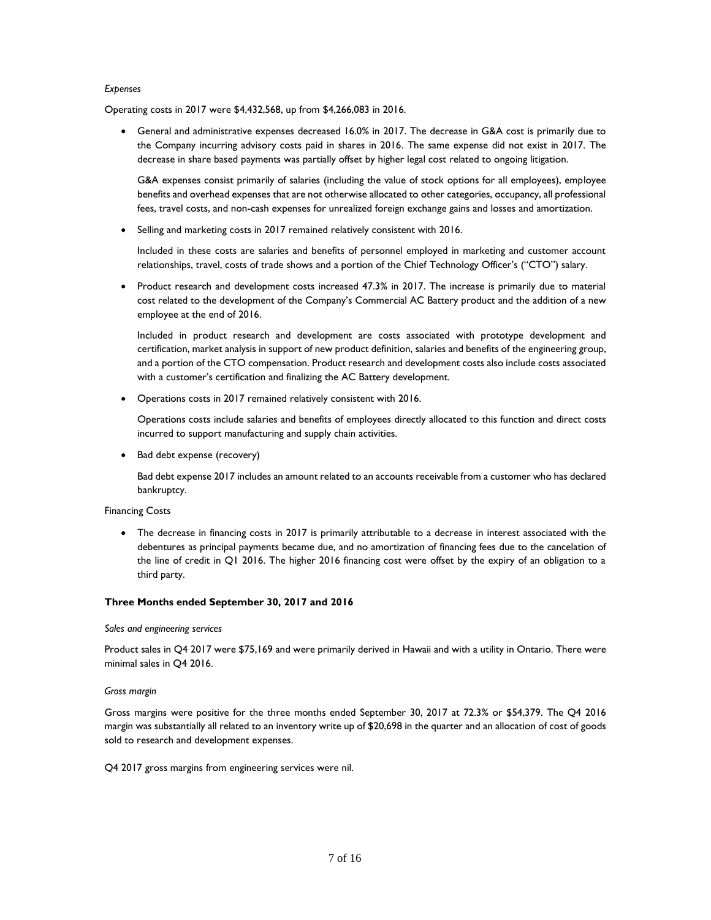*Expenses*

Operating costs in 2017 were $4,432,568, up from $4,266,083 in 2016.

- General and administrative expenses decreased 16.0% in 2017. The decrease in G&A cost is primarily due to the Company incurring advisory costs paid in shares in 2016. The same expense did not exist in 2017. The decrease in share based payments was partially offset by higher legal cost related to ongoing litigation.

  G&A expenses consist primarily of salaries (including the value of stock options for all employees), employee benefits and overhead expenses that are not otherwise allocated to other categories, occupancy, all professional fees, travel costs, and non-cash expenses for unrealized foreign exchange gains and losses and amortization.

- Selling and marketing costs in 2017 remained relatively consistent with 2016.

  Included in these costs are salaries and benefits of personnel employed in marketing and customer account relationships, travel, costs of trade shows and a portion of the Chief Technology Officer's ("CTO") salary.

- Product research and development costs increased 47.3% in 2017. The increase is primarily due to material cost related to the development of the Company's Commercial AC Battery product and the addition of a new employee at the end of 2016.

  Included in product research and development are costs associated with prototype development and certification, market analysis in support of new product definition, salaries and benefits of the engineering group, and a portion of the CTO compensation. Product research and development costs also include costs associated with a customer's certification and finalizing the AC Battery development.

- Operations costs in 2017 remained relatively consistent with 2016.

  Operations costs include salaries and benefits of employees directly allocated to this function and direct costs incurred to support manufacturing and supply chain activities.

- Bad debt expense (recovery)

  Bad debt expense 2017 includes an amount related to an accounts receivable from a customer who has declared bankruptcy.

Financing Costs

- The decrease in financing costs in 2017 is primarily attributable to a decrease in interest associated with the debentures as principal payments became due, and no amortization of financing fees due to the cancelation of the line of credit in Q1 2016. The higher 2016 financing cost were offset by the expiry of an obligation to a third party.

### Three Months ended September 30, 2017 and 2016

*Sales and engineering services*

Product sales in Q4 2017 were $75,169 and were primarily derived in Hawaii and with a utility in Ontario. There were minimal sales in Q4 2016.

*Gross margin*

Gross margins were positive for the three months ended September 30, 2017 at 72.3% or $54,379. The Q4 2016 margin was substantially all related to an inventory write up of $20,698 in the quarter and an allocation of cost of goods sold to research and development expenses.

Q4 2017 gross margins from engineering services were nil.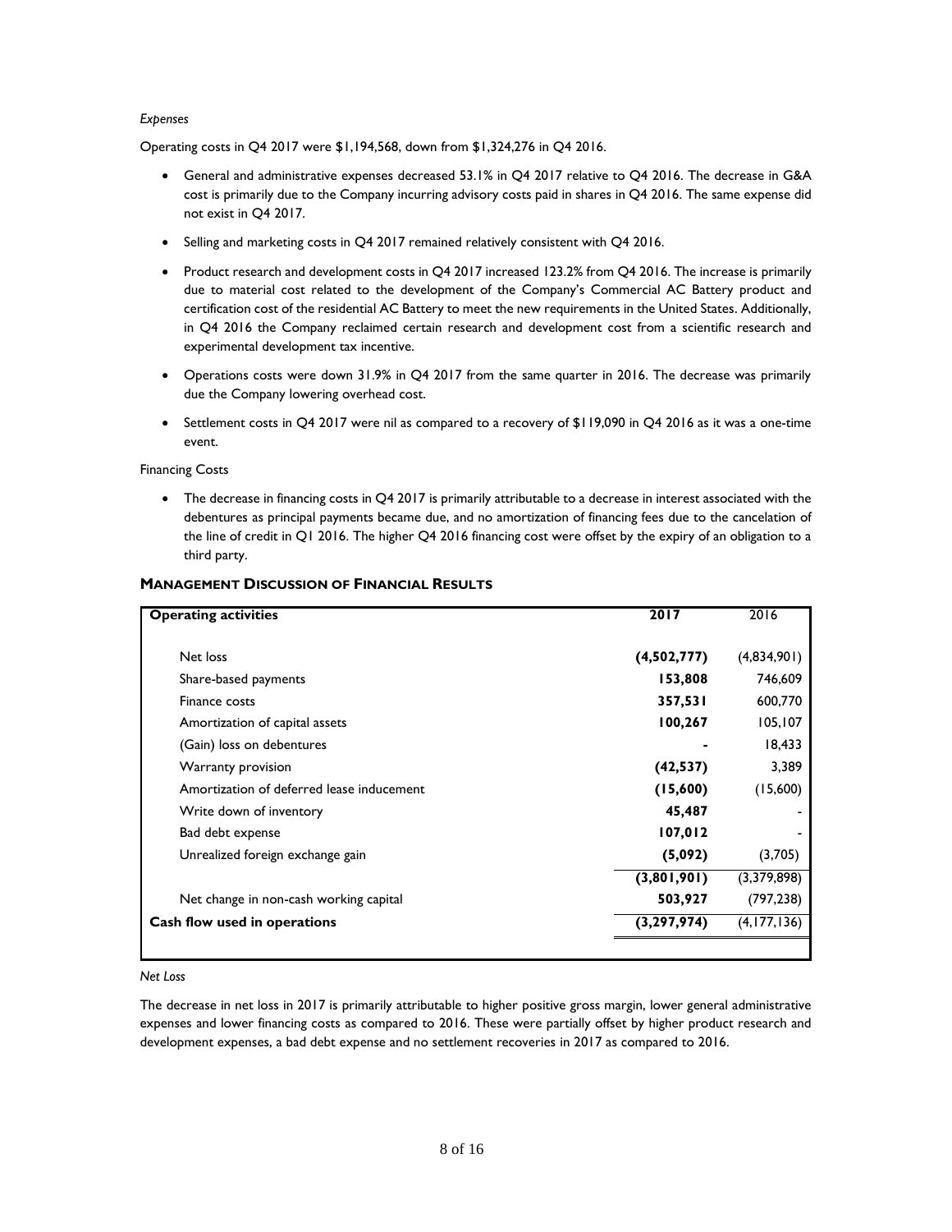*Expenses*

Operating costs in Q4 2017 were $1,194,568, down from $1,324,276 in Q4 2016.

- General and administrative expenses decreased 53.1% in Q4 2017 relative to Q4 2016. The decrease in G&A cost is primarily due to the Company incurring advisory costs paid in shares in Q4 2016. The same expense did not exist in Q4 2017.
- Selling and marketing costs in Q4 2017 remained relatively consistent with Q4 2016.
- Product research and development costs in Q4 2017 increased 123.2% from Q4 2016. The increase is primarily due to material cost related to the development of the Company's Commercial AC Battery product and certification cost of the residential AC Battery to meet the new requirements in the United States. Additionally, in Q4 2016 the Company reclaimed certain research and development cost from a scientific research and experimental development tax incentive.
- Operations costs were down 31.9% in Q4 2017 from the same quarter in 2016. The decrease was primarily due the Company lowering overhead cost.
- Settlement costs in Q4 2017 were nil as compared to a recovery of $119,090 in Q4 2016 as it was a one-time event.

Financing Costs

- The decrease in financing costs in Q4 2017 is primarily attributable to a decrease in interest associated with the debentures as principal payments became due, and no amortization of financing fees due to the cancelation of the line of credit in Q1 2016. The higher Q4 2016 financing cost were offset by the expiry of an obligation to a third party.

## MANAGEMENT DISCUSSION OF FINANCIAL RESULTS

| **Operating activities** | **2017** | 2016 |
|---|---|---|
| Net loss | **(4,502,777)** | (4,834,901) |
| Share-based payments | **153,808** | 746,609 |
| Finance costs | **357,531** | 600,770 |
| Amortization of capital assets | **100,267** | 105,107 |
| (Gain) loss on debentures | **-** | 18,433 |
| Warranty provision | **(42,537)** | 3,389 |
| Amortization of deferred lease inducement | **(15,600)** | (15,600) |
| Write down of inventory | **45,487** | - |
| Bad debt expense | **107,012** | - |
| Unrealized foreign exchange gain | **(5,092)** | (3,705) |
| | **(3,801,901)** | (3,379,898) |
| Net change in non-cash working capital | **503,927** | (797,238) |
| **Cash flow used in operations** | **(3,297,974)** | (4,177,136) |

*Net Loss*

The decrease in net loss in 2017 is primarily attributable to higher positive gross margin, lower general administrative expenses and lower financing costs as compared to 2016. These were partially offset by higher product research and development expenses, a bad debt expense and no settlement recoveries in 2017 as compared to 2016.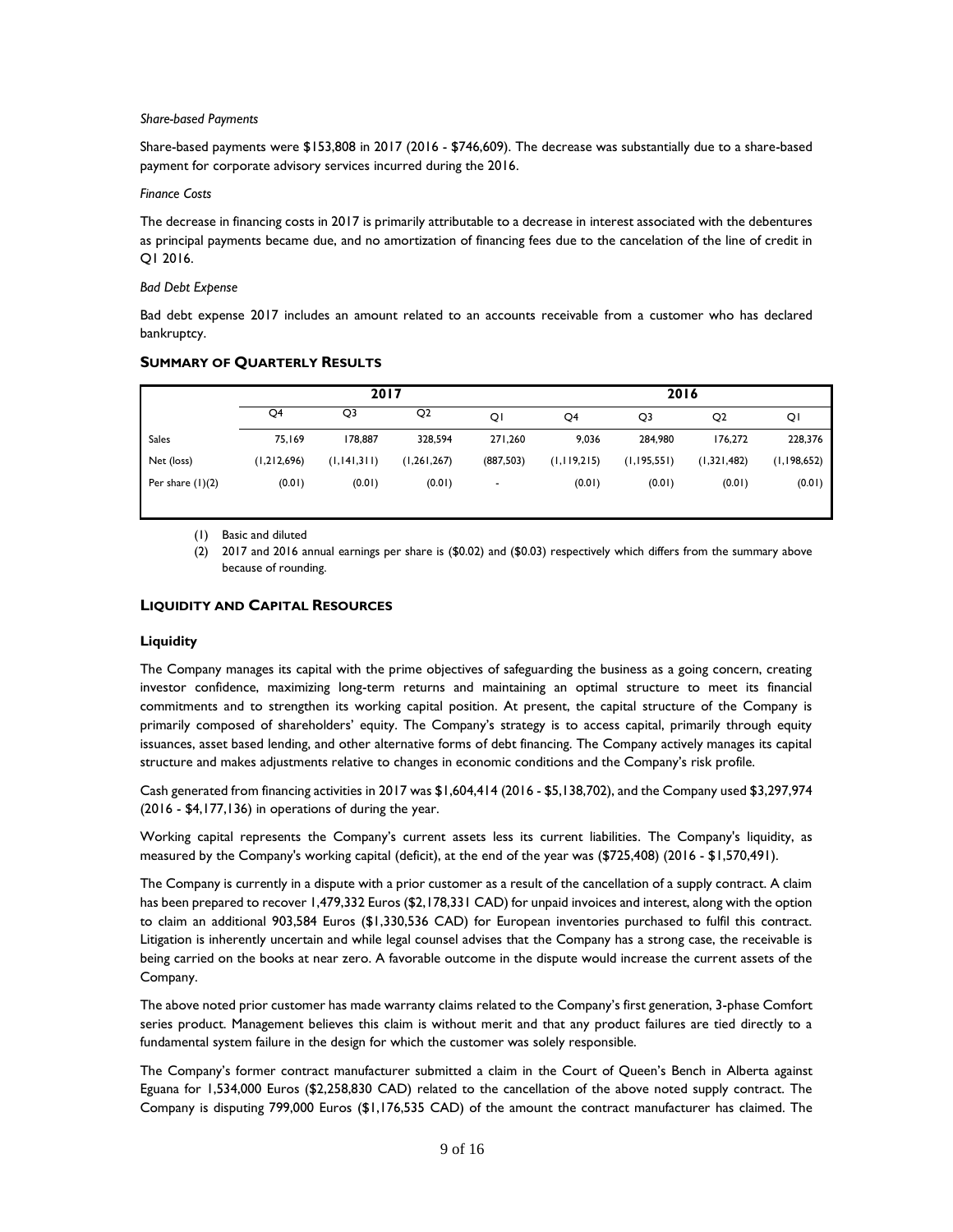*Share-based Payments*

Share-based payments were $153,808 in 2017 (2016 - $746,609). The decrease was substantially due to a share-based payment for corporate advisory services incurred during the 2016.

*Finance Costs*

The decrease in financing costs in 2017 is primarily attributable to a decrease in interest associated with the debentures as principal payments became due, and no amortization of financing fees due to the cancelation of the line of credit in Q1 2016.

*Bad Debt Expense*

Bad debt expense 2017 includes an amount related to an accounts receivable from a customer who has declared bankruptcy.

## SUMMARY OF QUARTERLY RESULTS

| | 2017 | | | | 2016 | | | |
|---|---|---|---|---|---|---|---|---|
| | Q4 | Q3 | Q2 | Q1 | Q4 | Q3 | Q2 | Q1 |
| Sales | 75,169 | 178,887 | 328,594 | 271,260 | 9,036 | 284,980 | 176,272 | 228,376 |
| Net (loss) | (1,212,696) | (1,141,311) | (1,261,267) | (887,503) | (1,119,215) | (1,195,551) | (1,321,482) | (1,198,652) |
| Per share (1)(2) | (0.01) | (0.01) | (0.01) | - | (0.01) | (0.01) | (0.01) | (0.01) |

(1) Basic and diluted

(2) 2017 and 2016 annual earnings per share is ($0.02) and ($0.03) respectively which differs from the summary above because of rounding.

## LIQUIDITY AND CAPITAL RESOURCES

### Liquidity

The Company manages its capital with the prime objectives of safeguarding the business as a going concern, creating investor confidence, maximizing long-term returns and maintaining an optimal structure to meet its financial commitments and to strengthen its working capital position. At present, the capital structure of the Company is primarily composed of shareholders' equity. The Company's strategy is to access capital, primarily through equity issuances, asset based lending, and other alternative forms of debt financing. The Company actively manages its capital structure and makes adjustments relative to changes in economic conditions and the Company's risk profile.

Cash generated from financing activities in 2017 was $1,604,414 (2016 - $5,138,702), and the Company used $3,297,974 (2016 - $4,177,136) in operations of during the year.

Working capital represents the Company's current assets less its current liabilities. The Company's liquidity, as measured by the Company's working capital (deficit), at the end of the year was ($725,408) (2016 - $1,570,491).

The Company is currently in a dispute with a prior customer as a result of the cancellation of a supply contract. A claim has been prepared to recover 1,479,332 Euros ($2,178,331 CAD) for unpaid invoices and interest, along with the option to claim an additional 903,584 Euros ($1,330,536 CAD) for European inventories purchased to fulfil this contract. Litigation is inherently uncertain and while legal counsel advises that the Company has a strong case, the receivable is being carried on the books at near zero. A favorable outcome in the dispute would increase the current assets of the Company.

The above noted prior customer has made warranty claims related to the Company's first generation, 3-phase Comfort series product. Management believes this claim is without merit and that any product failures are tied directly to a fundamental system failure in the design for which the customer was solely responsible.

The Company's former contract manufacturer submitted a claim in the Court of Queen's Bench in Alberta against Eguana for 1,534,000 Euros ($2,258,830 CAD) related to the cancellation of the above noted supply contract. The Company is disputing 799,000 Euros ($1,176,535 CAD) of the amount the contract manufacturer has claimed. The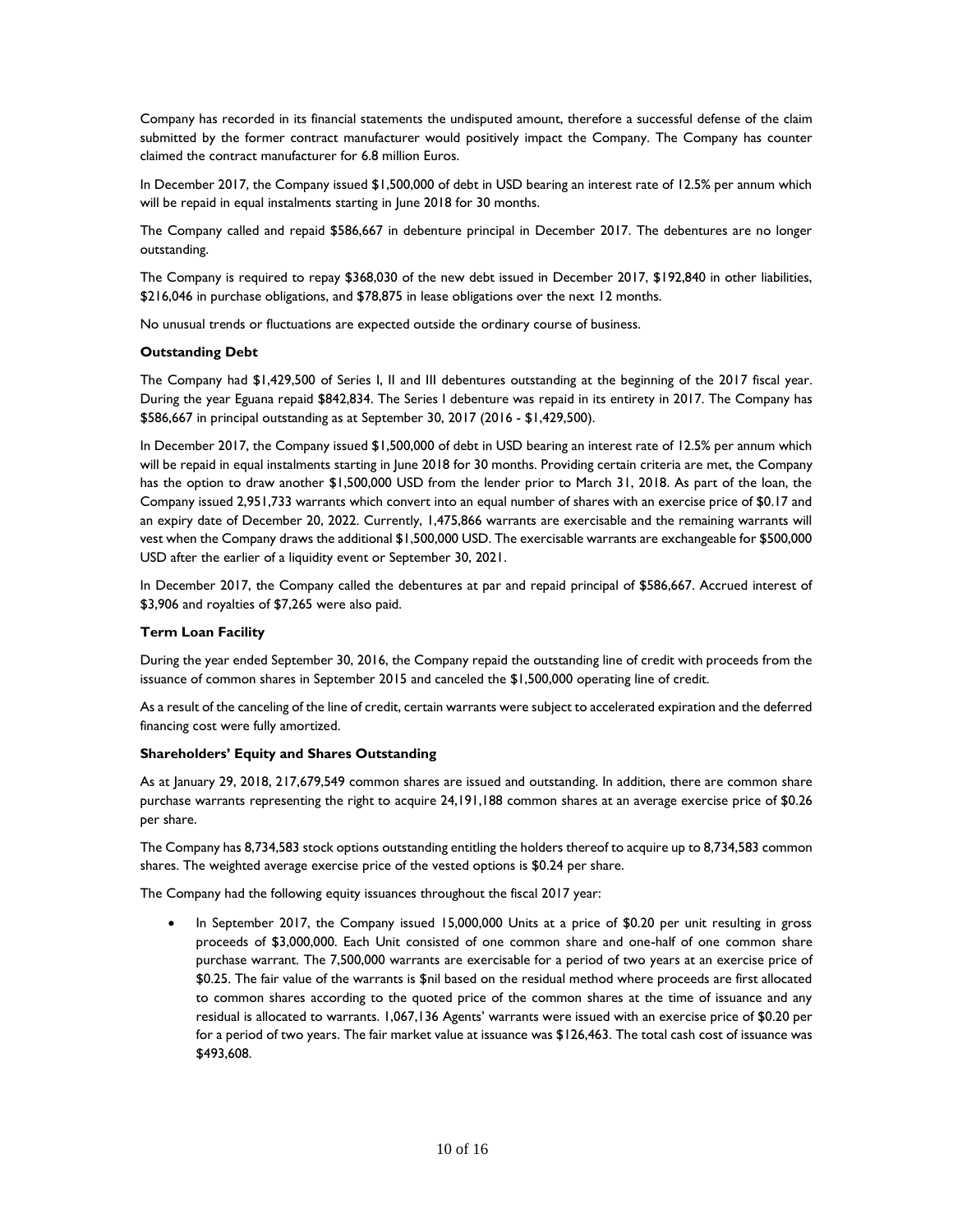Company has recorded in its financial statements the undisputed amount, therefore a successful defense of the claim submitted by the former contract manufacturer would positively impact the Company. The Company has counter claimed the contract manufacturer for 6.8 million Euros.

In December 2017, the Company issued $1,500,000 of debt in USD bearing an interest rate of 12.5% per annum which will be repaid in equal instalments starting in June 2018 for 30 months.

The Company called and repaid $586,667 in debenture principal in December 2017. The debentures are no longer outstanding.

The Company is required to repay $368,030 of the new debt issued in December 2017, $192,840 in other liabilities, $216,046 in purchase obligations, and $78,875 in lease obligations over the next 12 months.

No unusual trends or fluctuations are expected outside the ordinary course of business.

**Outstanding Debt**

The Company had $1,429,500 of Series I, II and III debentures outstanding at the beginning of the 2017 fiscal year. During the year Eguana repaid $842,834. The Series I debenture was repaid in its entirety in 2017. The Company has $586,667 in principal outstanding as at September 30, 2017 (2016 - $1,429,500).

In December 2017, the Company issued $1,500,000 of debt in USD bearing an interest rate of 12.5% per annum which will be repaid in equal instalments starting in June 2018 for 30 months. Providing certain criteria are met, the Company has the option to draw another $1,500,000 USD from the lender prior to March 31, 2018. As part of the loan, the Company issued 2,951,733 warrants which convert into an equal number of shares with an exercise price of $0.17 and an expiry date of December 20, 2022. Currently, 1,475,866 warrants are exercisable and the remaining warrants will vest when the Company draws the additional $1,500,000 USD. The exercisable warrants are exchangeable for $500,000 USD after the earlier of a liquidity event or September 30, 2021.

In December 2017, the Company called the debentures at par and repaid principal of $586,667. Accrued interest of $3,906 and royalties of $7,265 were also paid.

**Term Loan Facility**

During the year ended September 30, 2016, the Company repaid the outstanding line of credit with proceeds from the issuance of common shares in September 2015 and canceled the $1,500,000 operating line of credit.

As a result of the canceling of the line of credit, certain warrants were subject to accelerated expiration and the deferred financing cost were fully amortized.

**Shareholders' Equity and Shares Outstanding**

As at January 29, 2018, 217,679,549 common shares are issued and outstanding. In addition, there are common share purchase warrants representing the right to acquire 24,191,188 common shares at an average exercise price of $0.26 per share.

The Company has 8,734,583 stock options outstanding entitling the holders thereof to acquire up to 8,734,583 common shares. The weighted average exercise price of the vested options is $0.24 per share.

The Company had the following equity issuances throughout the fiscal 2017 year:

- In September 2017, the Company issued 15,000,000 Units at a price of $0.20 per unit resulting in gross proceeds of $3,000,000. Each Unit consisted of one common share and one-half of one common share purchase warrant. The 7,500,000 warrants are exercisable for a period of two years at an exercise price of $0.25. The fair value of the warrants is $nil based on the residual method where proceeds are first allocated to common shares according to the quoted price of the common shares at the time of issuance and any residual is allocated to warrants. 1,067,136 Agents' warrants were issued with an exercise price of $0.20 per for a period of two years. The fair market value at issuance was $126,463. The total cash cost of issuance was $493,608.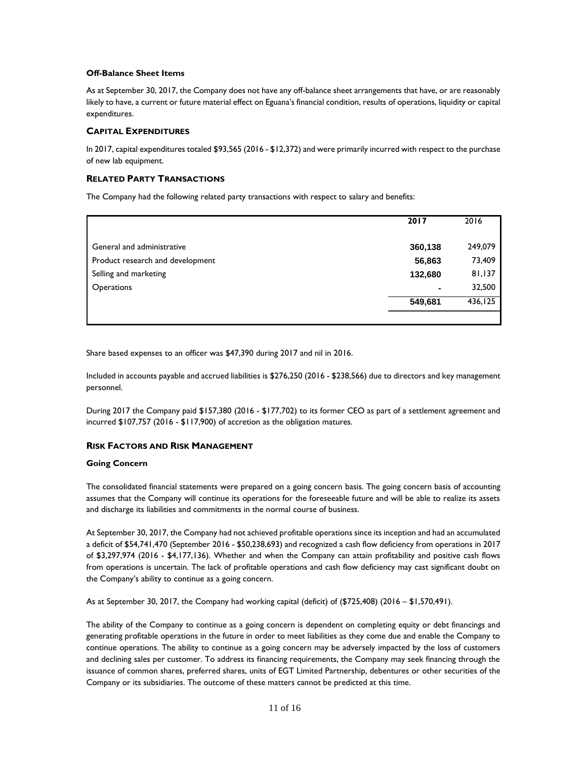**Off-Balance Sheet Items**

As at September 30, 2017, the Company does not have any off-balance sheet arrangements that have, or are reasonably likely to have, a current or future material effect on Eguana's financial condition, results of operations, liquidity or capital expenditures.

## CAPITAL EXPENDITURES

In 2017, capital expenditures totaled $93,565 (2016 - $12,372) and were primarily incurred with respect to the purchase of new lab equipment.

## RELATED PARTY TRANSACTIONS

The Company had the following related party transactions with respect to salary and benefits:

| | **2017** | 2016 |
|---|---|---|
| General and administrative | **360,138** | 249,079 |
| Product research and development | **56,863** | 73,409 |
| Selling and marketing | **132,680** | 81,137 |
| Operations | **-** | 32,500 |
| | **549,681** | 436,125 |

Share based expenses to an officer was $47,390 during 2017 and nil in 2016.

Included in accounts payable and accrued liabilities is $276,250 (2016 - $238,566) due to directors and key management personnel.

During 2017 the Company paid $157,380 (2016 - $177,702) to its former CEO as part of a settlement agreement and incurred $107,757 (2016 - $117,900) of accretion as the obligation matures.

## RISK FACTORS AND RISK MANAGEMENT

**Going Concern**

The consolidated financial statements were prepared on a going concern basis. The going concern basis of accounting assumes that the Company will continue its operations for the foreseeable future and will be able to realize its assets and discharge its liabilities and commitments in the normal course of business.

At September 30, 2017, the Company had not achieved profitable operations since its inception and had an accumulated a deficit of $54,741,470 (September 2016 - $50,238,693) and recognized a cash flow deficiency from operations in 2017 of $3,297,974 (2016 - $4,177,136). Whether and when the Company can attain profitability and positive cash flows from operations is uncertain. The lack of profitable operations and cash flow deficiency may cast significant doubt on the Company's ability to continue as a going concern.

As at September 30, 2017, the Company had working capital (deficit) of ($725,408) (2016 – $1,570,491).

The ability of the Company to continue as a going concern is dependent on completing equity or debt financings and generating profitable operations in the future in order to meet liabilities as they come due and enable the Company to continue operations. The ability to continue as a going concern may be adversely impacted by the loss of customers and declining sales per customer. To address its financing requirements, the Company may seek financing through the issuance of common shares, preferred shares, units of EGT Limited Partnership, debentures or other securities of the Company or its subsidiaries. The outcome of these matters cannot be predicted at this time.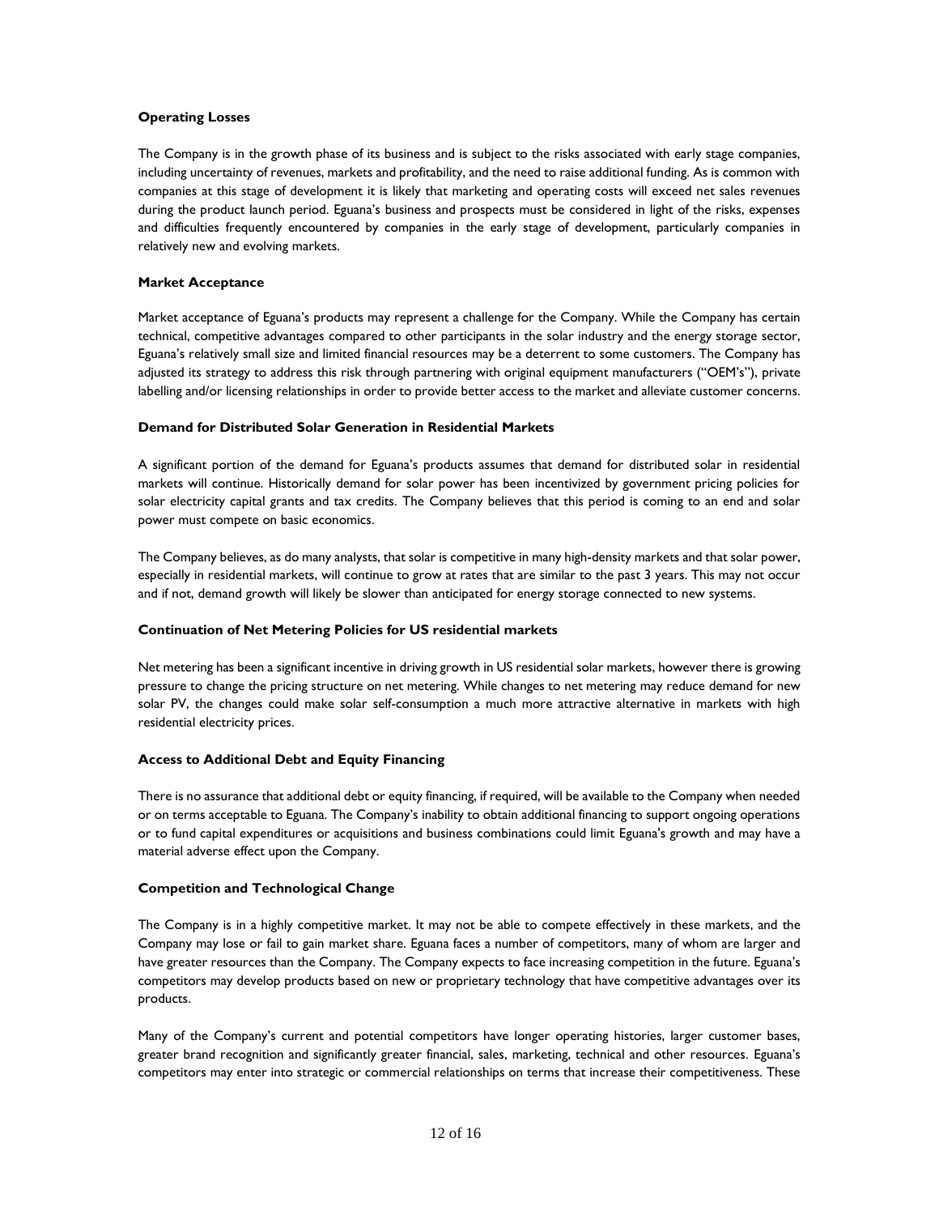**Operating Losses**

The Company is in the growth phase of its business and is subject to the risks associated with early stage companies, including uncertainty of revenues, markets and profitability, and the need to raise additional funding. As is common with companies at this stage of development it is likely that marketing and operating costs will exceed net sales revenues during the product launch period. Eguana's business and prospects must be considered in light of the risks, expenses and difficulties frequently encountered by companies in the early stage of development, particularly companies in relatively new and evolving markets.

**Market Acceptance**

Market acceptance of Eguana's products may represent a challenge for the Company. While the Company has certain technical, competitive advantages compared to other participants in the solar industry and the energy storage sector, Eguana's relatively small size and limited financial resources may be a deterrent to some customers. The Company has adjusted its strategy to address this risk through partnering with original equipment manufacturers ("OEM's"), private labelling and/or licensing relationships in order to provide better access to the market and alleviate customer concerns.

**Demand for Distributed Solar Generation in Residential Markets**

A significant portion of the demand for Eguana's products assumes that demand for distributed solar in residential markets will continue. Historically demand for solar power has been incentivized by government pricing policies for solar electricity capital grants and tax credits. The Company believes that this period is coming to an end and solar power must compete on basic economics.

The Company believes, as do many analysts, that solar is competitive in many high-density markets and that solar power, especially in residential markets, will continue to grow at rates that are similar to the past 3 years. This may not occur and if not, demand growth will likely be slower than anticipated for energy storage connected to new systems.

**Continuation of Net Metering Policies for US residential markets**

Net metering has been a significant incentive in driving growth in US residential solar markets, however there is growing pressure to change the pricing structure on net metering. While changes to net metering may reduce demand for new solar PV, the changes could make solar self-consumption a much more attractive alternative in markets with high residential electricity prices.

**Access to Additional Debt and Equity Financing**

There is no assurance that additional debt or equity financing, if required, will be available to the Company when needed or on terms acceptable to Eguana. The Company's inability to obtain additional financing to support ongoing operations or to fund capital expenditures or acquisitions and business combinations could limit Eguana's growth and may have a material adverse effect upon the Company.

**Competition and Technological Change**

The Company is in a highly competitive market. It may not be able to compete effectively in these markets, and the Company may lose or fail to gain market share. Eguana faces a number of competitors, many of whom are larger and have greater resources than the Company. The Company expects to face increasing competition in the future. Eguana's competitors may develop products based on new or proprietary technology that have competitive advantages over its products.

Many of the Company's current and potential competitors have longer operating histories, larger customer bases, greater brand recognition and significantly greater financial, sales, marketing, technical and other resources. Eguana's competitors may enter into strategic or commercial relationships on terms that increase their competitiveness. These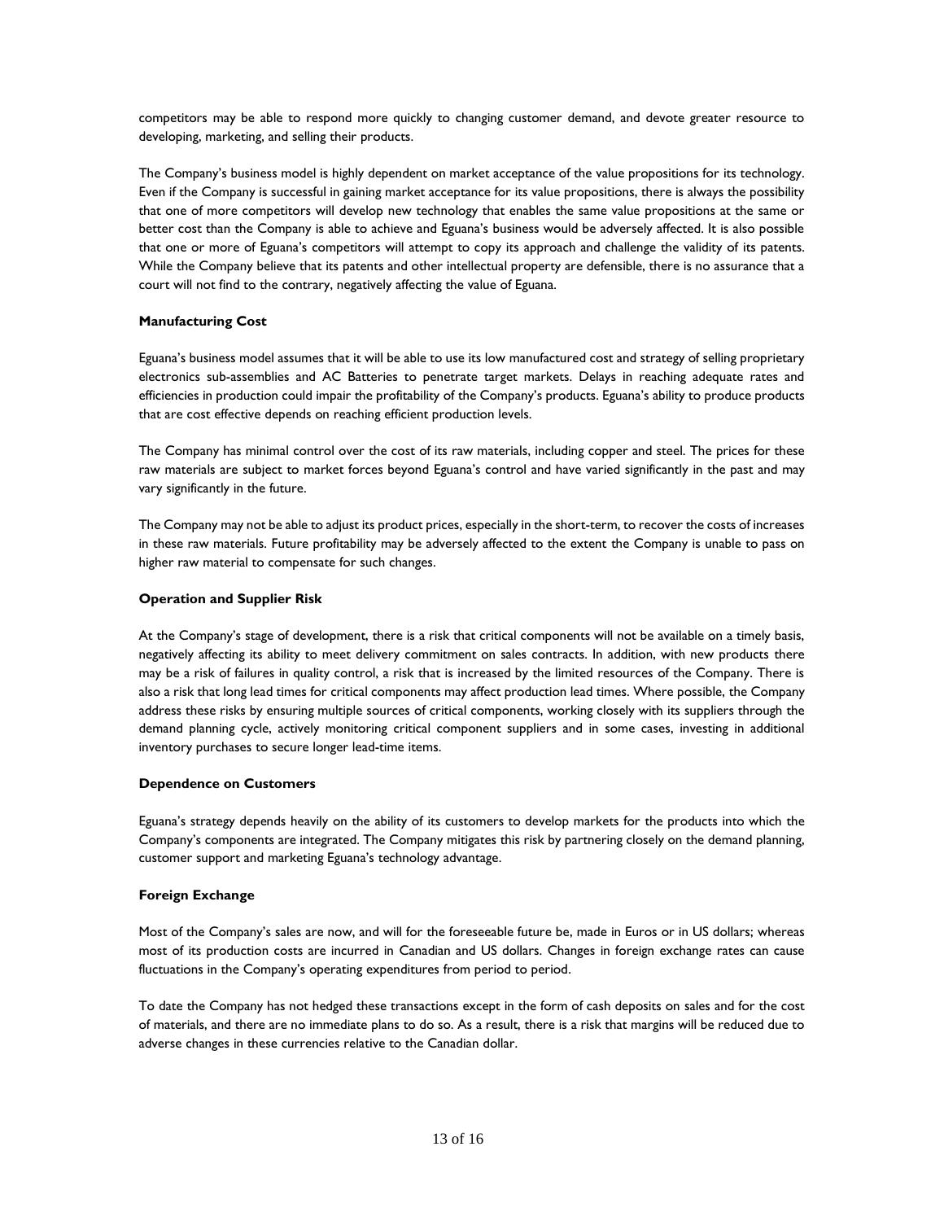competitors may be able to respond more quickly to changing customer demand, and devote greater resource to developing, marketing, and selling their products.

The Company's business model is highly dependent on market acceptance of the value propositions for its technology. Even if the Company is successful in gaining market acceptance for its value propositions, there is always the possibility that one of more competitors will develop new technology that enables the same value propositions at the same or better cost than the Company is able to achieve and Eguana's business would be adversely affected. It is also possible that one or more of Eguana's competitors will attempt to copy its approach and challenge the validity of its patents. While the Company believe that its patents and other intellectual property are defensible, there is no assurance that a court will not find to the contrary, negatively affecting the value of Eguana.

**Manufacturing Cost**

Eguana's business model assumes that it will be able to use its low manufactured cost and strategy of selling proprietary electronics sub-assemblies and AC Batteries to penetrate target markets. Delays in reaching adequate rates and efficiencies in production could impair the profitability of the Company's products. Eguana's ability to produce products that are cost effective depends on reaching efficient production levels.

The Company has minimal control over the cost of its raw materials, including copper and steel. The prices for these raw materials are subject to market forces beyond Eguana's control and have varied significantly in the past and may vary significantly in the future.

The Company may not be able to adjust its product prices, especially in the short-term, to recover the costs of increases in these raw materials. Future profitability may be adversely affected to the extent the Company is unable to pass on higher raw material to compensate for such changes.

**Operation and Supplier Risk**

At the Company's stage of development, there is a risk that critical components will not be available on a timely basis, negatively affecting its ability to meet delivery commitment on sales contracts. In addition, with new products there may be a risk of failures in quality control, a risk that is increased by the limited resources of the Company. There is also a risk that long lead times for critical components may affect production lead times. Where possible, the Company address these risks by ensuring multiple sources of critical components, working closely with its suppliers through the demand planning cycle, actively monitoring critical component suppliers and in some cases, investing in additional inventory purchases to secure longer lead-time items.

**Dependence on Customers**

Eguana's strategy depends heavily on the ability of its customers to develop markets for the products into which the Company's components are integrated. The Company mitigates this risk by partnering closely on the demand planning, customer support and marketing Eguana's technology advantage.

**Foreign Exchange**

Most of the Company's sales are now, and will for the foreseeable future be, made in Euros or in US dollars; whereas most of its production costs are incurred in Canadian and US dollars. Changes in foreign exchange rates can cause fluctuations in the Company's operating expenditures from period to period.

To date the Company has not hedged these transactions except in the form of cash deposits on sales and for the cost of materials, and there are no immediate plans to do so. As a result, there is a risk that margins will be reduced due to adverse changes in these currencies relative to the Canadian dollar.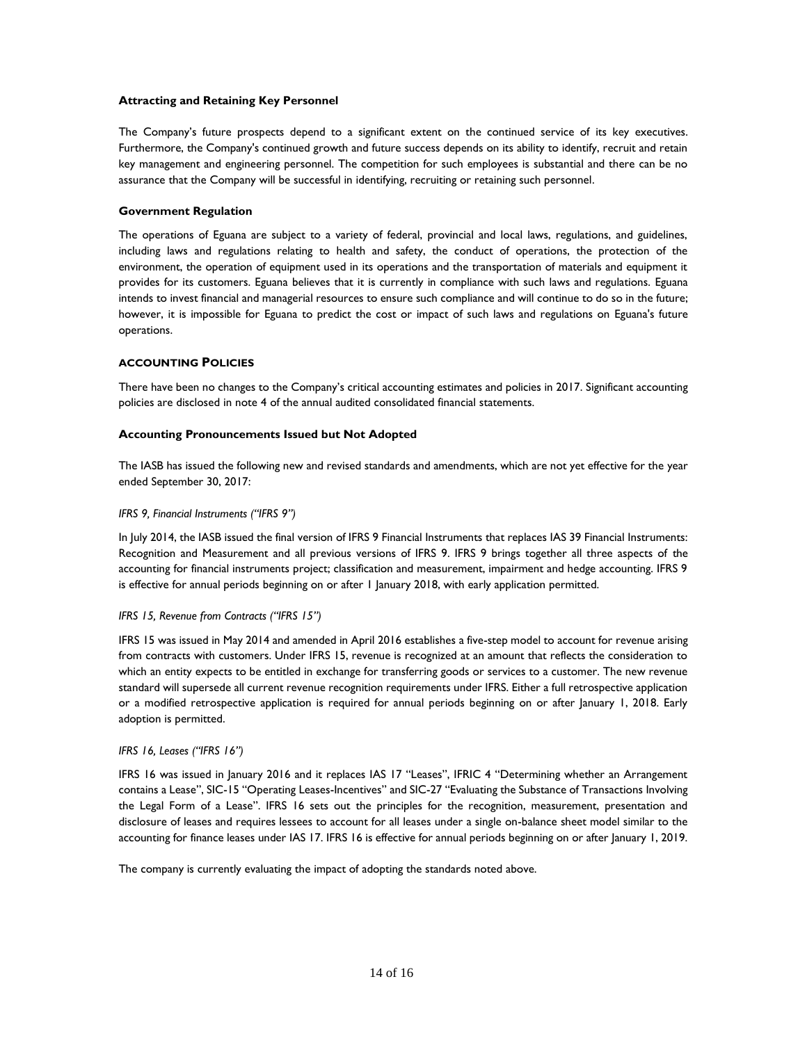### Attracting and Retaining Key Personnel

The Company's future prospects depend to a significant extent on the continued service of its key executives. Furthermore, the Company's continued growth and future success depends on its ability to identify, recruit and retain key management and engineering personnel. The competition for such employees is substantial and there can be no assurance that the Company will be successful in identifying, recruiting or retaining such personnel.

### Government Regulation

The operations of Eguana are subject to a variety of federal, provincial and local laws, regulations, and guidelines, including laws and regulations relating to health and safety, the conduct of operations, the protection of the environment, the operation of equipment used in its operations and the transportation of materials and equipment it provides for its customers. Eguana believes that it is currently in compliance with such laws and regulations. Eguana intends to invest financial and managerial resources to ensure such compliance and will continue to do so in the future; however, it is impossible for Eguana to predict the cost or impact of such laws and regulations on Eguana's future operations.

## ACCOUNTING POLICIES

There have been no changes to the Company's critical accounting estimates and policies in 2017. Significant accounting policies are disclosed in note 4 of the annual audited consolidated financial statements.

### Accounting Pronouncements Issued but Not Adopted

The IASB has issued the following new and revised standards and amendments, which are not yet effective for the year ended September 30, 2017:

*IFRS 9, Financial Instruments ("IFRS 9")*

In July 2014, the IASB issued the final version of IFRS 9 Financial Instruments that replaces IAS 39 Financial Instruments: Recognition and Measurement and all previous versions of IFRS 9. IFRS 9 brings together all three aspects of the accounting for financial instruments project; classification and measurement, impairment and hedge accounting. IFRS 9 is effective for annual periods beginning on or after 1 January 2018, with early application permitted.

*IFRS 15, Revenue from Contracts ("IFRS 15")*

IFRS 15 was issued in May 2014 and amended in April 2016 establishes a five-step model to account for revenue arising from contracts with customers. Under IFRS 15, revenue is recognized at an amount that reflects the consideration to which an entity expects to be entitled in exchange for transferring goods or services to a customer. The new revenue standard will supersede all current revenue recognition requirements under IFRS. Either a full retrospective application or a modified retrospective application is required for annual periods beginning on or after January 1, 2018. Early adoption is permitted.

*IFRS 16, Leases ("IFRS 16")*

IFRS 16 was issued in January 2016 and it replaces IAS 17 "Leases", IFRIC 4 "Determining whether an Arrangement contains a Lease", SIC-15 "Operating Leases-Incentives" and SIC-27 "Evaluating the Substance of Transactions Involving the Legal Form of a Lease". IFRS 16 sets out the principles for the recognition, measurement, presentation and disclosure of leases and requires lessees to account for all leases under a single on-balance sheet model similar to the accounting for finance leases under IAS 17. IFRS 16 is effective for annual periods beginning on or after January 1, 2019.

The company is currently evaluating the impact of adopting the standards noted above.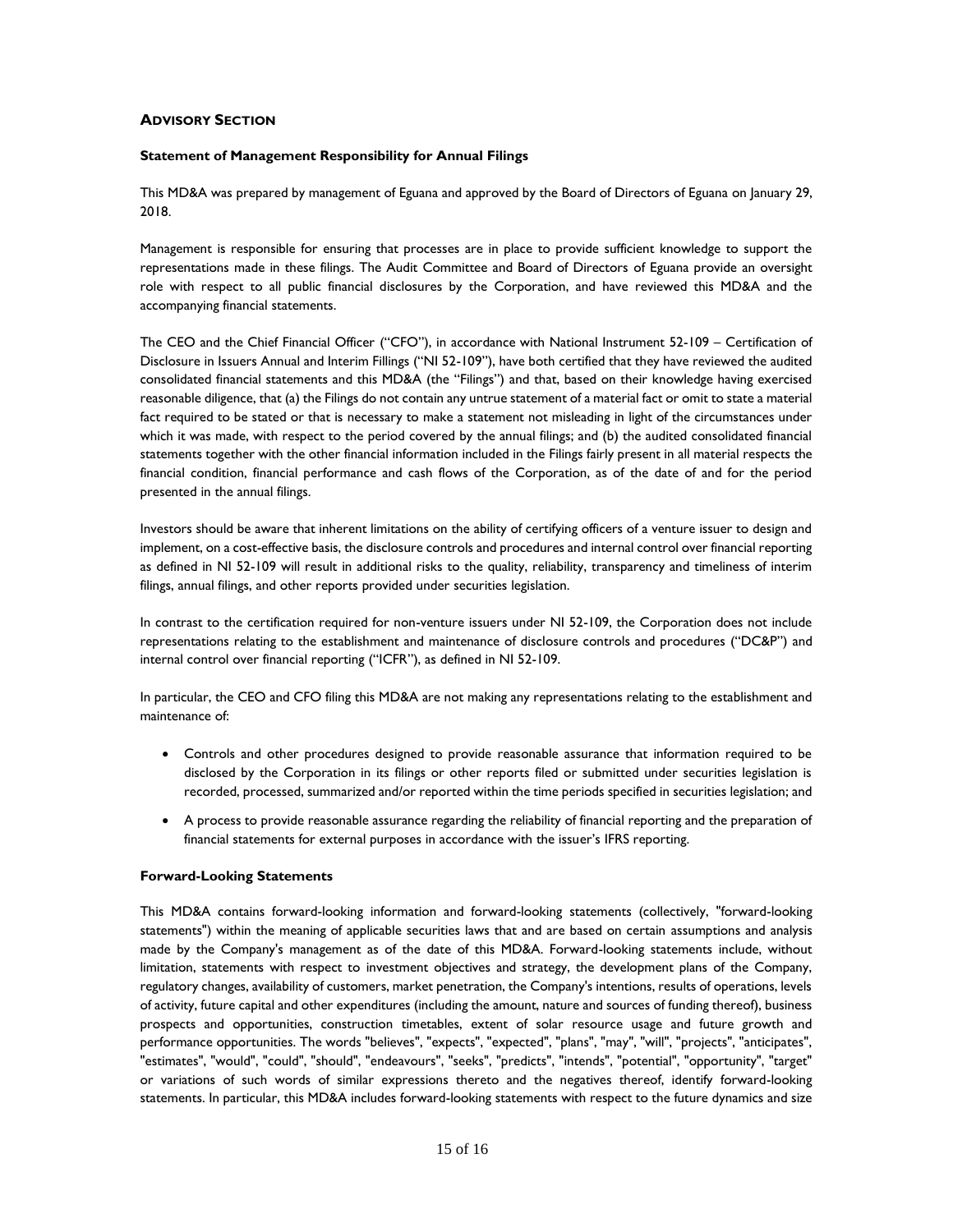## ADVISORY SECTION

**Statement of Management Responsibility for Annual Filings**

This MD&A was prepared by management of Eguana and approved by the Board of Directors of Eguana on January 29, 2018.

Management is responsible for ensuring that processes are in place to provide sufficient knowledge to support the representations made in these filings. The Audit Committee and Board of Directors of Eguana provide an oversight role with respect to all public financial disclosures by the Corporation, and have reviewed this MD&A and the accompanying financial statements.

The CEO and the Chief Financial Officer ("CFO"), in accordance with National Instrument 52-109 – Certification of Disclosure in Issuers Annual and Interim Fillings ("NI 52-109"), have both certified that they have reviewed the audited consolidated financial statements and this MD&A (the "Filings") and that, based on their knowledge having exercised reasonable diligence, that (a) the Filings do not contain any untrue statement of a material fact or omit to state a material fact required to be stated or that is necessary to make a statement not misleading in light of the circumstances under which it was made, with respect to the period covered by the annual filings; and (b) the audited consolidated financial statements together with the other financial information included in the Filings fairly present in all material respects the financial condition, financial performance and cash flows of the Corporation, as of the date of and for the period presented in the annual filings.

Investors should be aware that inherent limitations on the ability of certifying officers of a venture issuer to design and implement, on a cost-effective basis, the disclosure controls and procedures and internal control over financial reporting as defined in NI 52-109 will result in additional risks to the quality, reliability, transparency and timeliness of interim filings, annual filings, and other reports provided under securities legislation.

In contrast to the certification required for non-venture issuers under NI 52-109, the Corporation does not include representations relating to the establishment and maintenance of disclosure controls and procedures ("DC&P") and internal control over financial reporting ("ICFR"), as defined in NI 52-109.

In particular, the CEO and CFO filing this MD&A are not making any representations relating to the establishment and maintenance of:

- Controls and other procedures designed to provide reasonable assurance that information required to be disclosed by the Corporation in its filings or other reports filed or submitted under securities legislation is recorded, processed, summarized and/or reported within the time periods specified in securities legislation; and
- A process to provide reasonable assurance regarding the reliability of financial reporting and the preparation of financial statements for external purposes in accordance with the issuer's IFRS reporting.

**Forward-Looking Statements**

This MD&A contains forward-looking information and forward-looking statements (collectively, "forward-looking statements") within the meaning of applicable securities laws that and are based on certain assumptions and analysis made by the Company's management as of the date of this MD&A. Forward-looking statements include, without limitation, statements with respect to investment objectives and strategy, the development plans of the Company, regulatory changes, availability of customers, market penetration, the Company's intentions, results of operations, levels of activity, future capital and other expenditures (including the amount, nature and sources of funding thereof), business prospects and opportunities, construction timetables, extent of solar resource usage and future growth and performance opportunities. The words "believes", "expects", "expected", "plans", "may", "will", "projects", "anticipates", "estimates", "would", "could", "should", "endeavours", "seeks", "predicts", "intends", "potential", "opportunity", "target" or variations of such words of similar expressions thereto and the negatives thereof, identify forward-looking statements. In particular, this MD&A includes forward-looking statements with respect to the future dynamics and size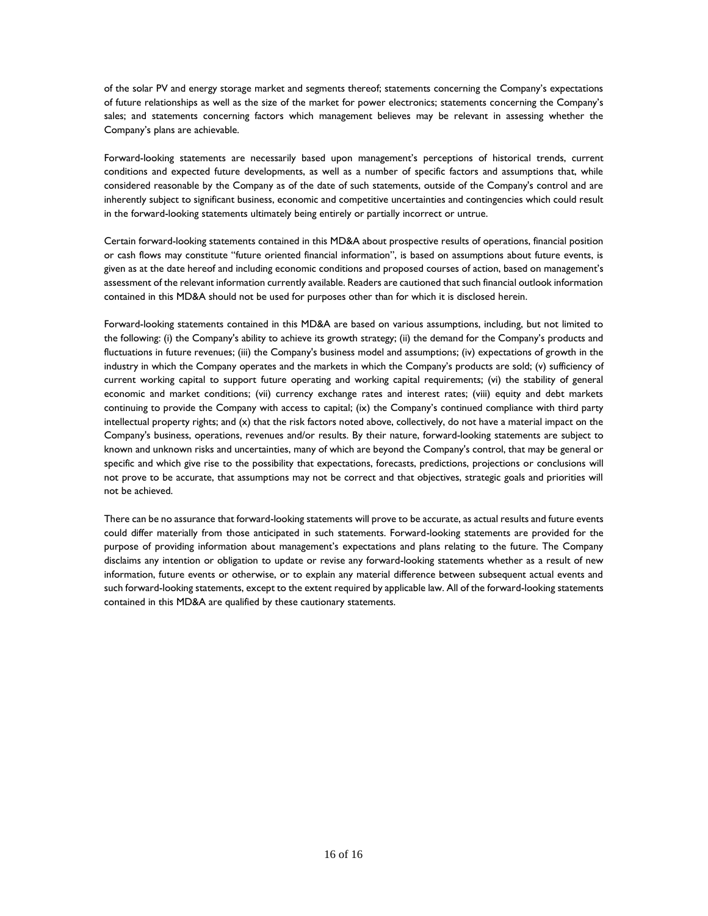of the solar PV and energy storage market and segments thereof; statements concerning the Company's expectations of future relationships as well as the size of the market for power electronics; statements concerning the Company's sales; and statements concerning factors which management believes may be relevant in assessing whether the Company's plans are achievable.

Forward-looking statements are necessarily based upon management's perceptions of historical trends, current conditions and expected future developments, as well as a number of specific factors and assumptions that, while considered reasonable by the Company as of the date of such statements, outside of the Company's control and are inherently subject to significant business, economic and competitive uncertainties and contingencies which could result in the forward-looking statements ultimately being entirely or partially incorrect or untrue.

Certain forward-looking statements contained in this MD&A about prospective results of operations, financial position or cash flows may constitute "future oriented financial information", is based on assumptions about future events, is given as at the date hereof and including economic conditions and proposed courses of action, based on management's assessment of the relevant information currently available. Readers are cautioned that such financial outlook information contained in this MD&A should not be used for purposes other than for which it is disclosed herein.

Forward-looking statements contained in this MD&A are based on various assumptions, including, but not limited to the following: (i) the Company's ability to achieve its growth strategy; (ii) the demand for the Company's products and fluctuations in future revenues; (iii) the Company's business model and assumptions; (iv) expectations of growth in the industry in which the Company operates and the markets in which the Company's products are sold; (v) sufficiency of current working capital to support future operating and working capital requirements; (vi) the stability of general economic and market conditions; (vii) currency exchange rates and interest rates; (viii) equity and debt markets continuing to provide the Company with access to capital; (ix) the Company's continued compliance with third party intellectual property rights; and (x) that the risk factors noted above, collectively, do not have a material impact on the Company's business, operations, revenues and/or results. By their nature, forward-looking statements are subject to known and unknown risks and uncertainties, many of which are beyond the Company's control, that may be general or specific and which give rise to the possibility that expectations, forecasts, predictions, projections or conclusions will not prove to be accurate, that assumptions may not be correct and that objectives, strategic goals and priorities will not be achieved.

There can be no assurance that forward-looking statements will prove to be accurate, as actual results and future events could differ materially from those anticipated in such statements. Forward-looking statements are provided for the purpose of providing information about management's expectations and plans relating to the future. The Company disclaims any intention or obligation to update or revise any forward-looking statements whether as a result of new information, future events or otherwise, or to explain any material difference between subsequent actual events and such forward-looking statements, except to the extent required by applicable law. All of the forward-looking statements contained in this MD&A are qualified by these cautionary statements.